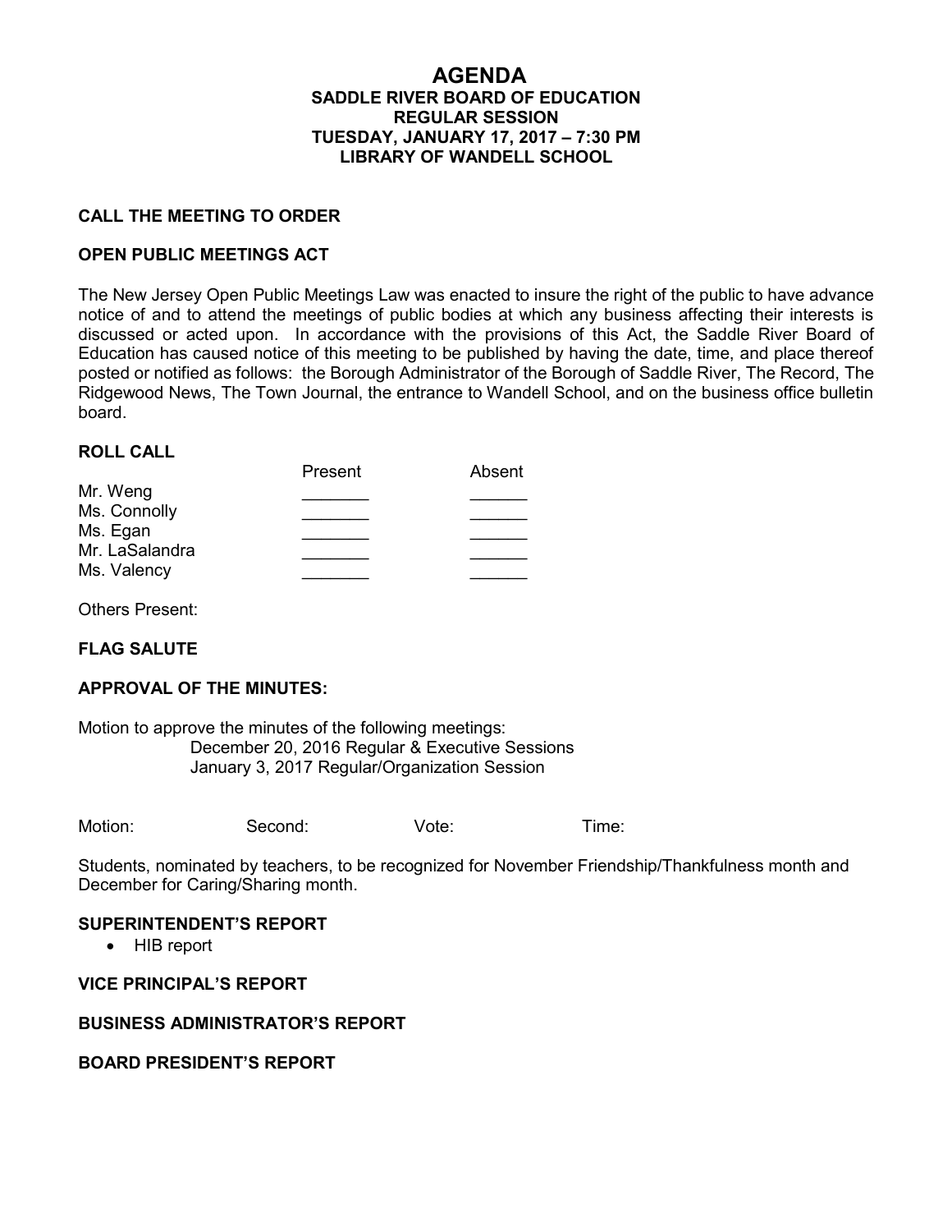# AGENDA

## SADDLE RIVER BOARD OF EDUCATION
## REGULAR SESSION
## TUESDAY, JANUARY 17, 2017 – 7:30 PM
## LIBRARY OF WANDELL SCHOOL

**CALL THE MEETING TO ORDER**

**OPEN PUBLIC MEETINGS ACT**

The New Jersey Open Public Meetings Law was enacted to insure the right of the public to have advance notice of and to attend the meetings of public bodies at which any business affecting their interests is discussed or acted upon. In accordance with the provisions of this Act, the Saddle River Board of Education has caused notice of this meeting to be published by having the date, time, and place thereof posted or notified as follows: the Borough Administrator of the Borough of Saddle River, The Record, The Ridgewood News, The Town Journal, the entrance to Wandell School, and on the business office bulletin board.

**ROLL CALL**

| | Present | Absent |
|---|---|---|
| Mr. Weng | _______ | ______ |
| Ms. Connolly | _______ | ______ |
| Ms. Egan | _______ | ______ |
| Mr. LaSalandra | _______ | ______ |
| Ms. Valency | _______ | ______ |

Others Present:

**FLAG SALUTE**

**APPROVAL OF THE MINUTES:**

Motion to approve the minutes of the following meetings:
December 20, 2016 Regular & Executive Sessions
January 3, 2017 Regular/Organization Session

Motion: Second: Vote: Time:

Students, nominated by teachers, to be recognized for November Friendship/Thankfulness month and December for Caring/Sharing month.

**SUPERINTENDENT'S REPORT**

- HIB report

**VICE PRINCIPAL'S REPORT**

**BUSINESS ADMINISTRATOR'S REPORT**

**BOARD PRESIDENT'S REPORT**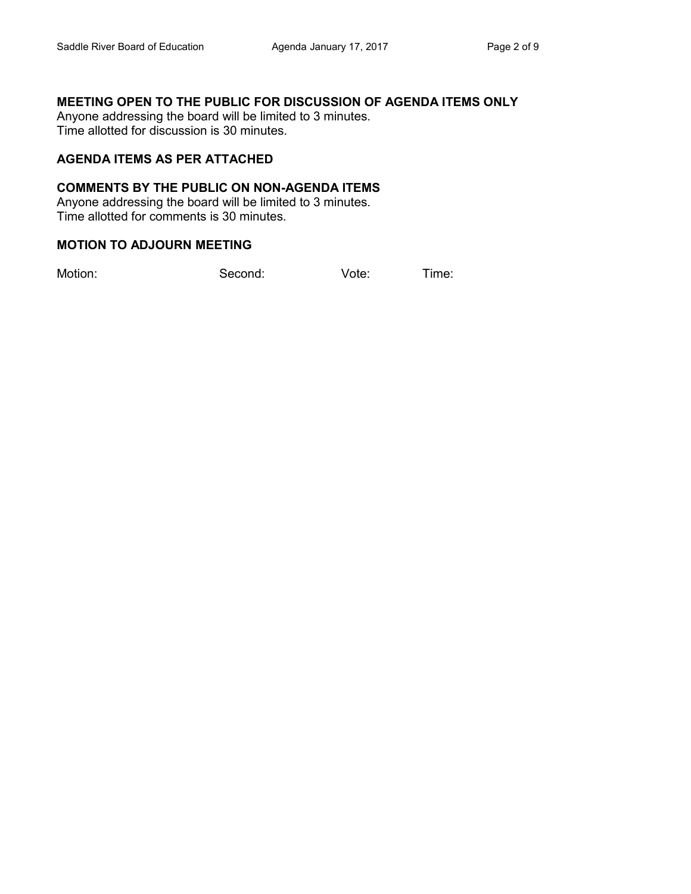**MEETING OPEN TO THE PUBLIC FOR DISCUSSION OF AGENDA ITEMS ONLY**
Anyone addressing the board will be limited to 3 minutes.
Time allotted for discussion is 30 minutes.

**AGENDA ITEMS AS PER ATTACHED**

**COMMENTS BY THE PUBLIC ON NON-AGENDA ITEMS**
Anyone addressing the board will be limited to 3 minutes.
Time allotted for comments is 30 minutes.

**MOTION TO ADJOURN MEETING**

Motion: Second: Vote: Time: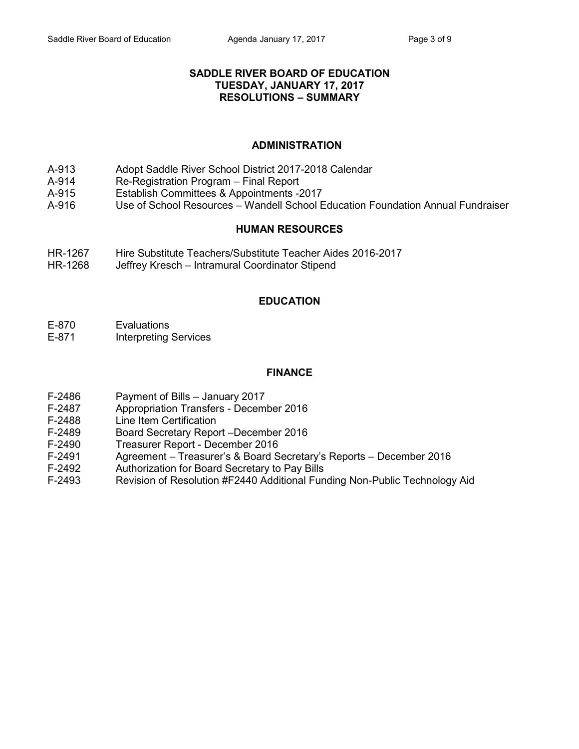# SADDLE RIVER BOARD OF EDUCATION
## TUESDAY, JANUARY 17, 2017
## RESOLUTIONS – SUMMARY

### ADMINISTRATION

A-913 Adopt Saddle River School District 2017-2018 Calendar
A-914 Re-Registration Program – Final Report
A-915 Establish Committees & Appointments -2017
A-916 Use of School Resources – Wandell School Education Foundation Annual Fundraiser

### HUMAN RESOURCES

HR-1267 Hire Substitute Teachers/Substitute Teacher Aides 2016-2017
HR-1268 Jeffrey Kresch – Intramural Coordinator Stipend

### EDUCATION

E-870 Evaluations
E-871 Interpreting Services

### FINANCE

F-2486 Payment of Bills – January 2017
F-2487 Appropriation Transfers - December 2016
F-2488 Line Item Certification
F-2489 Board Secretary Report –December 2016
F-2490 Treasurer Report - December 2016
F-2491 Agreement – Treasurer's & Board Secretary's Reports – December 2016
F-2492 Authorization for Board Secretary to Pay Bills
F-2493 Revision of Resolution #F2440 Additional Funding Non-Public Technology Aid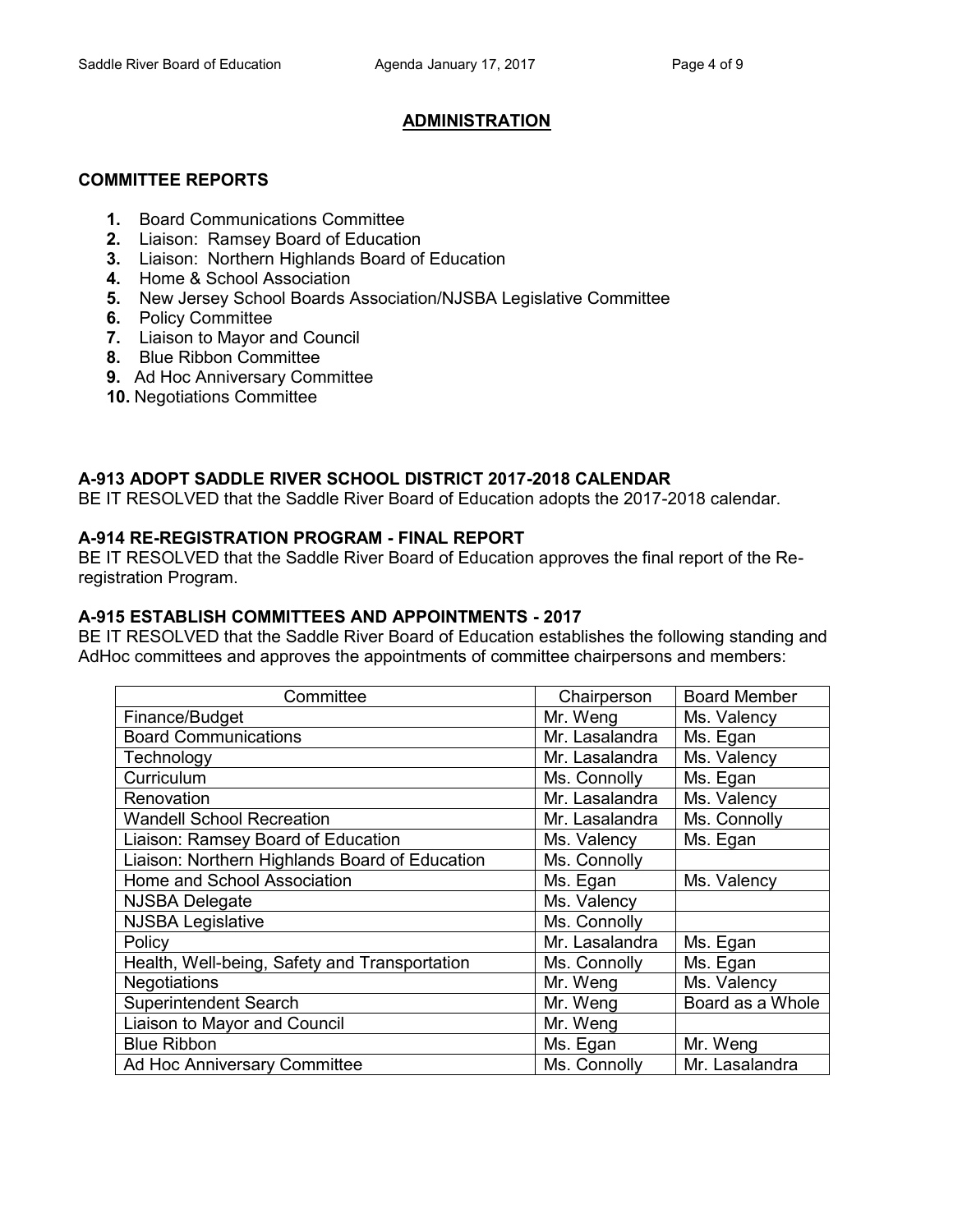## ADMINISTRATION

### COMMITTEE REPORTS

1. Board Communications Committee
2. Liaison: Ramsey Board of Education
3. Liaison: Northern Highlands Board of Education
4. Home & School Association
5. New Jersey School Boards Association/NJSBA Legislative Committee
6. Policy Committee
7. Liaison to Mayor and Council
8. Blue Ribbon Committee
9. Ad Hoc Anniversary Committee
10. Negotiations Committee

**A-913 ADOPT SADDLE RIVER SCHOOL DISTRICT 2017-2018 CALENDAR**
BE IT RESOLVED that the Saddle River Board of Education adopts the 2017-2018 calendar.

**A-914 RE-REGISTRATION PROGRAM - FINAL REPORT**
BE IT RESOLVED that the Saddle River Board of Education approves the final report of the Re-registration Program.

**A-915 ESTABLISH COMMITTEES AND APPOINTMENTS - 2017**
BE IT RESOLVED that the Saddle River Board of Education establishes the following standing and AdHoc committees and approves the appointments of committee chairpersons and members:

| Committee | Chairperson | Board Member |
|---|---|---|
| Finance/Budget | Mr. Weng | Ms. Valency |
| Board Communications | Mr. Lasalandra | Ms. Egan |
| Technology | Mr. Lasalandra | Ms. Valency |
| Curriculum | Ms. Connolly | Ms. Egan |
| Renovation | Mr. Lasalandra | Ms. Valency |
| Wandell School Recreation | Mr. Lasalandra | Ms. Connolly |
| Liaison: Ramsey Board of Education | Ms. Valency | Ms. Egan |
| Liaison: Northern Highlands Board of Education | Ms. Connolly | |
| Home and School Association | Ms. Egan | Ms. Valency |
| NJSBA Delegate | Ms. Valency | |
| NJSBA Legislative | Ms. Connolly | |
| Policy | Mr. Lasalandra | Ms. Egan |
| Health, Well-being, Safety and Transportation | Ms. Connolly | Ms. Egan |
| Negotiations | Mr. Weng | Ms. Valency |
| Superintendent Search | Mr. Weng | Board as a Whole |
| Liaison to Mayor and Council | Mr. Weng | |
| Blue Ribbon | Ms. Egan | Mr. Weng |
| Ad Hoc Anniversary Committee | Ms. Connolly | Mr. Lasalandra |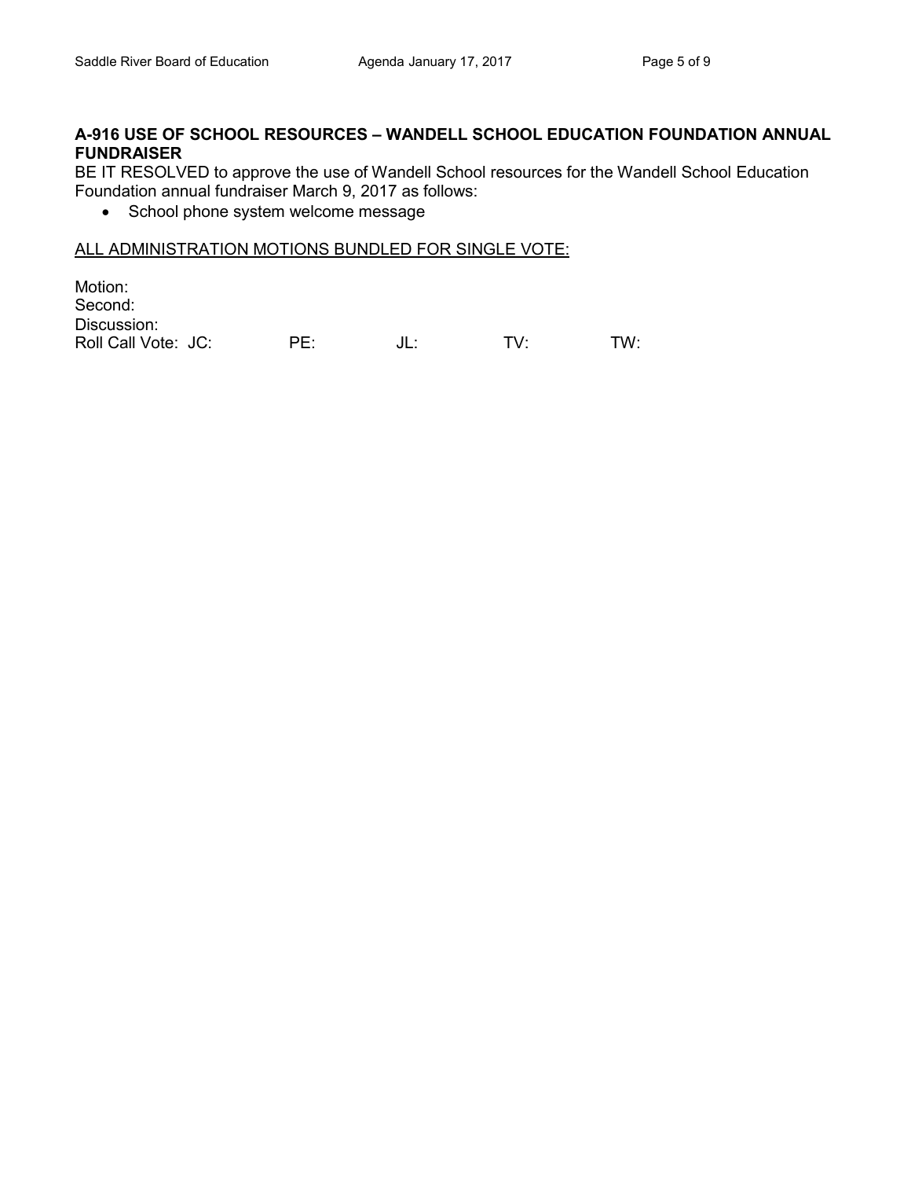**A-916 USE OF SCHOOL RESOURCES – WANDELL SCHOOL EDUCATION FOUNDATION ANNUAL FUNDRAISER**

BE IT RESOLVED to approve the use of Wandell School resources for the Wandell School Education Foundation annual fundraiser March 9, 2017 as follows:

- School phone system welcome message

<u>ALL ADMINISTRATION MOTIONS BUNDLED FOR SINGLE VOTE:</u>

Motion:
Second:
Discussion:
Roll Call Vote: JC: PE: JL: TV: TW: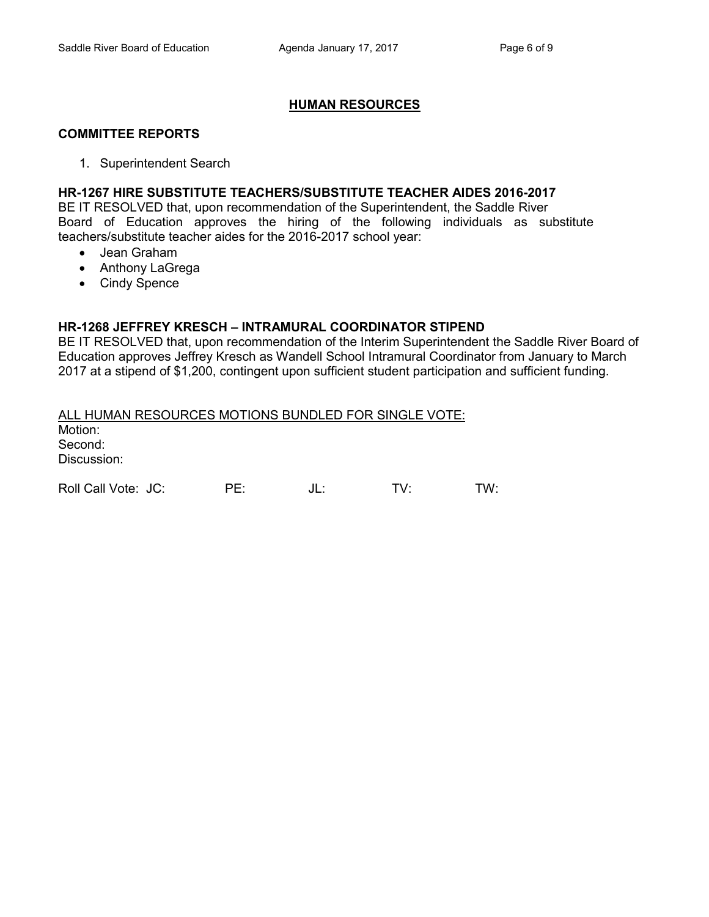## HUMAN RESOURCES

### COMMITTEE REPORTS

1. Superintendent Search

### HR-1267 HIRE SUBSTITUTE TEACHERS/SUBSTITUTE TEACHER AIDES 2016-2017

BE IT RESOLVED that, upon recommendation of the Superintendent, the Saddle River Board of Education approves the hiring of the following individuals as substitute teachers/substitute teacher aides for the 2016-2017 school year:

- Jean Graham
- Anthony LaGrega
- Cindy Spence

### HR-1268 JEFFREY KRESCH – INTRAMURAL COORDINATOR STIPEND

BE IT RESOLVED that, upon recommendation of the Interim Superintendent the Saddle River Board of Education approves Jeffrey Kresch as Wandell School Intramural Coordinator from January to March 2017 at a stipend of $1,200, contingent upon sufficient student participation and sufficient funding.

ALL HUMAN RESOURCES MOTIONS BUNDLED FOR SINGLE VOTE:

Motion:
Second:
Discussion:

Roll Call Vote: JC: PE: JL: TV: TW: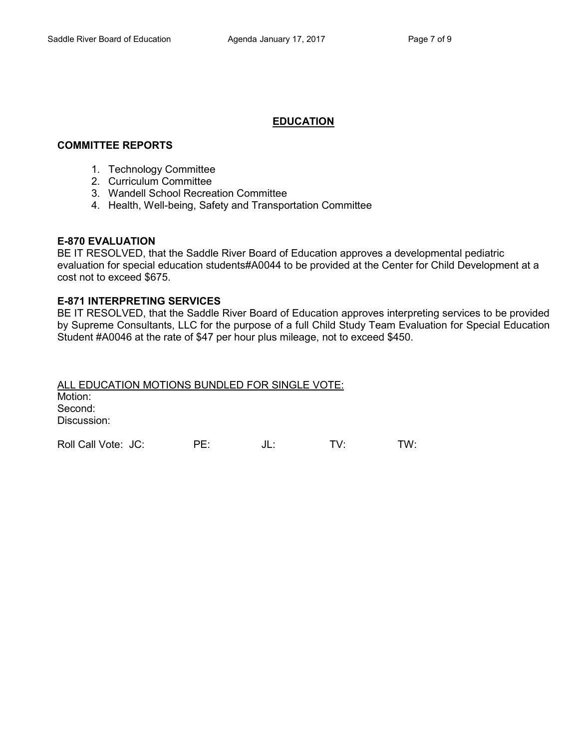## EDUCATION

### COMMITTEE REPORTS

1. Technology Committee
2. Curriculum Committee
3. Wandell School Recreation Committee
4. Health, Well-being, Safety and Transportation Committee

**E-870 EVALUATION**
BE IT RESOLVED, that the Saddle River Board of Education approves a developmental pediatric evaluation for special education students#A0044 to be provided at the Center for Child Development at a cost not to exceed $675.

**E-871 INTERPRETING SERVICES**
BE IT RESOLVED, that the Saddle River Board of Education approves interpreting services to be provided by Supreme Consultants, LLC for the purpose of a full Child Study Team Evaluation for Special Education Student #A0046 at the rate of $47 per hour plus mileage, not to exceed $450.

ALL EDUCATION MOTIONS BUNDLED FOR SINGLE VOTE:
Motion:
Second:
Discussion:

Roll Call Vote: JC: PE: JL: TV: TW: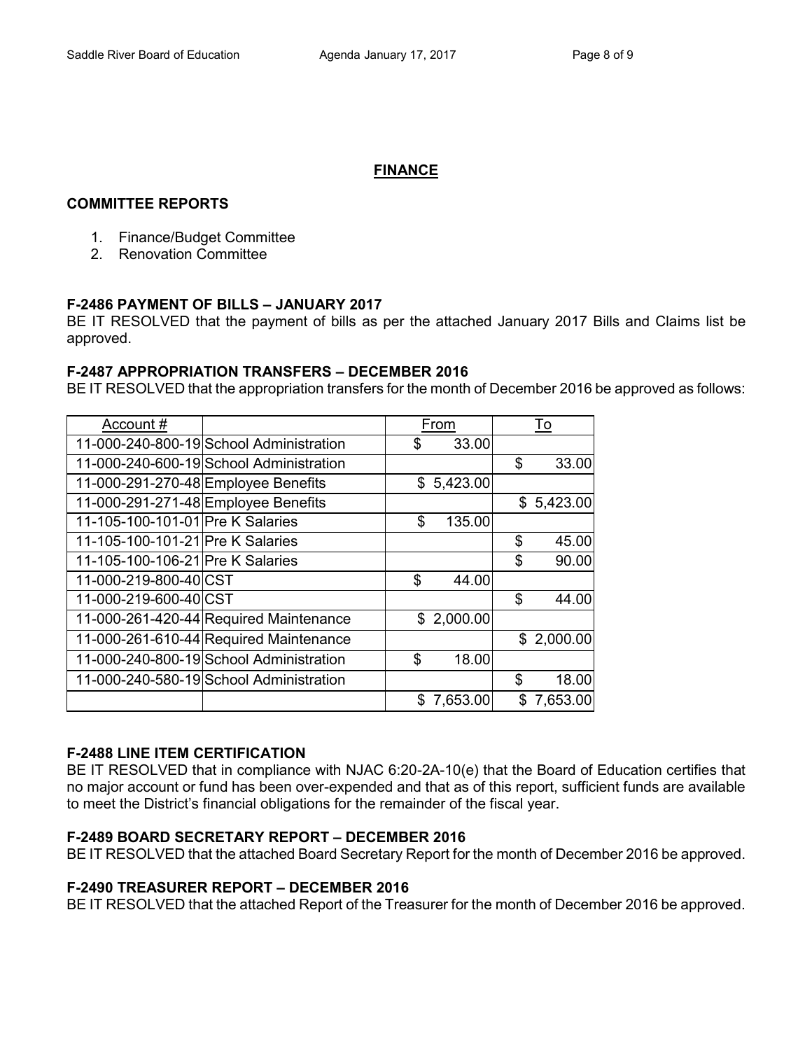# FINANCE

## COMMITTEE REPORTS

1. Finance/Budget Committee
2. Renovation Committee

### F-2486 PAYMENT OF BILLS – JANUARY 2017

BE IT RESOLVED that the payment of bills as per the attached January 2017 Bills and Claims list be approved.

### F-2487 APPROPRIATION TRANSFERS – DECEMBER 2016

BE IT RESOLVED that the appropriation transfers for the month of December 2016 be approved as follows:

| Account # | | From | To |
|---|---|---|---|
| 11-000-240-800-19 | School Administration | $ 33.00 | |
| 11-000-240-600-19 | School Administration | | $ 33.00 |
| 11-000-291-270-48 | Employee Benefits | $ 5,423.00 | |
| 11-000-291-271-48 | Employee Benefits | | $ 5,423.00 |
| 11-105-100-101-01 | Pre K Salaries | $ 135.00 | |
| 11-105-100-101-21 | Pre K Salaries | | $ 45.00 |
| 11-105-100-106-21 | Pre K Salaries | | $ 90.00 |
| 11-000-219-800-40 | CST | $ 44.00 | |
| 11-000-219-600-40 | CST | | $ 44.00 |
| 11-000-261-420-44 | Required Maintenance | $ 2,000.00 | |
| 11-000-261-610-44 | Required Maintenance | | $ 2,000.00 |
| 11-000-240-800-19 | School Administration | $ 18.00 | |
| 11-000-240-580-19 | School Administration | | $ 18.00 |
| | | $ 7,653.00 | $ 7,653.00 |

### F-2488 LINE ITEM CERTIFICATION

BE IT RESOLVED that in compliance with NJAC 6:20-2A-10(e) that the Board of Education certifies that no major account or fund has been over-expended and that as of this report, sufficient funds are available to meet the District's financial obligations for the remainder of the fiscal year.

### F-2489 BOARD SECRETARY REPORT – DECEMBER 2016

BE IT RESOLVED that the attached Board Secretary Report for the month of December 2016 be approved.

### F-2490 TREASURER REPORT – DECEMBER 2016

BE IT RESOLVED that the attached Report of the Treasurer for the month of December 2016 be approved.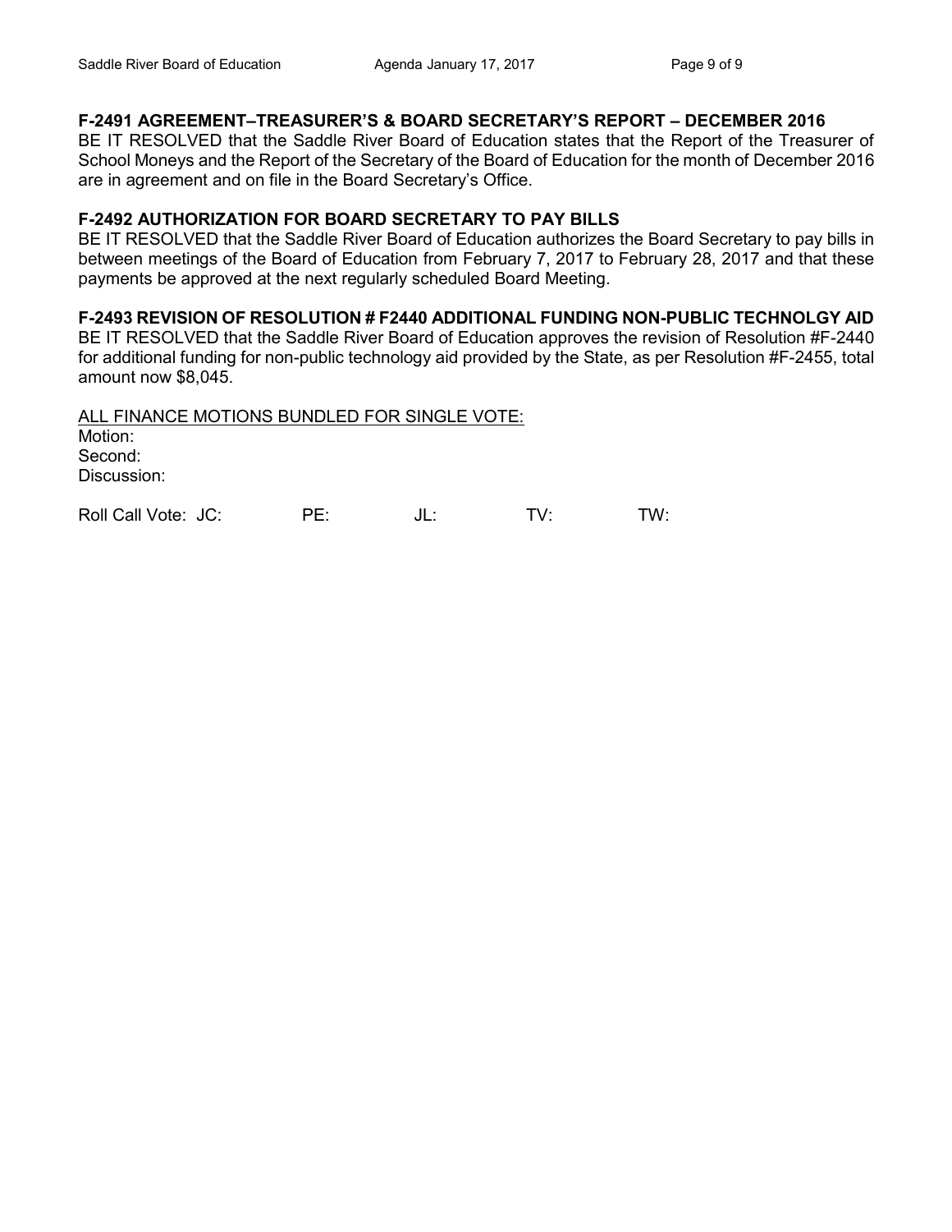**F-2491 AGREEMENT–TREASURER'S & BOARD SECRETARY'S REPORT – DECEMBER 2016**
BE IT RESOLVED that the Saddle River Board of Education states that the Report of the Treasurer of School Moneys and the Report of the Secretary of the Board of Education for the month of December 2016 are in agreement and on file in the Board Secretary's Office.

**F-2492 AUTHORIZATION FOR BOARD SECRETARY TO PAY BILLS**
BE IT RESOLVED that the Saddle River Board of Education authorizes the Board Secretary to pay bills in between meetings of the Board of Education from February 7, 2017 to February 28, 2017 and that these payments be approved at the next regularly scheduled Board Meeting.

**F-2493 REVISION OF RESOLUTION # F2440 ADDITIONAL FUNDING NON-PUBLIC TECHNOLGY AID**
BE IT RESOLVED that the Saddle River Board of Education approves the revision of Resolution #F-2440 for additional funding for non-public technology aid provided by the State, as per Resolution #F-2455, total amount now $8,045.

ALL FINANCE MOTIONS BUNDLED FOR SINGLE VOTE:
Motion:
Second:
Discussion:

Roll Call Vote: JC: PE: JL: TV: TW: